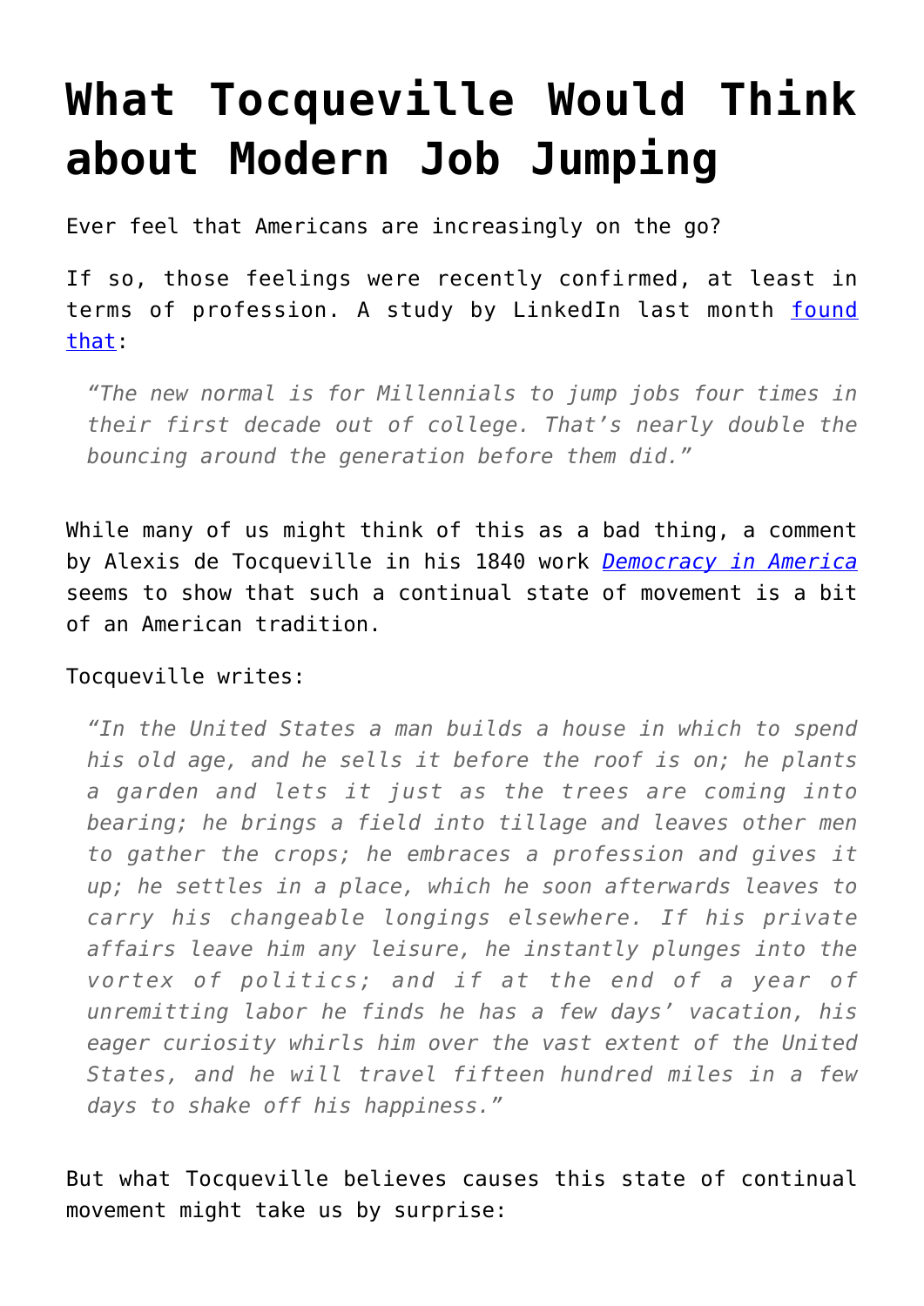# What Tocqueville Would Think about Modern Job Jumping

Ever feel that Americans are increasingly on the go?

If so, those feelings were recently confirmed, at least in terms of profession. A study by LinkedIn last month [found that](found that):

> *"The new normal is for Millennials to jump jobs four times in their first decade out of college. That's nearly double the bouncing around the generation before them did."*

While many of us might think of this as a bad thing, a comment by Alexis de Tocqueville in his 1840 work [*Democracy in America*](Democracy in America) seems to show that such a continual state of movement is a bit of an American tradition.

Tocqueville writes:

> *"In the United States a man builds a house in which to spend his old age, and he sells it before the roof is on; he plants a garden and lets it just as the trees are coming into bearing; he brings a field into tillage and leaves other men to gather the crops; he embraces a profession and gives it up; he settles in a place, which he soon afterwards leaves to carry his changeable longings elsewhere. If his private affairs leave him any leisure, he instantly plunges into the vortex of politics; and if at the end of a year of unremitting labor he finds he has a few days' vacation, his eager curiosity whirls him over the vast extent of the United States, and he will travel fifteen hundred miles in a few days to shake off his happiness."*

But what Tocqueville believes causes this state of continual movement might take us by surprise: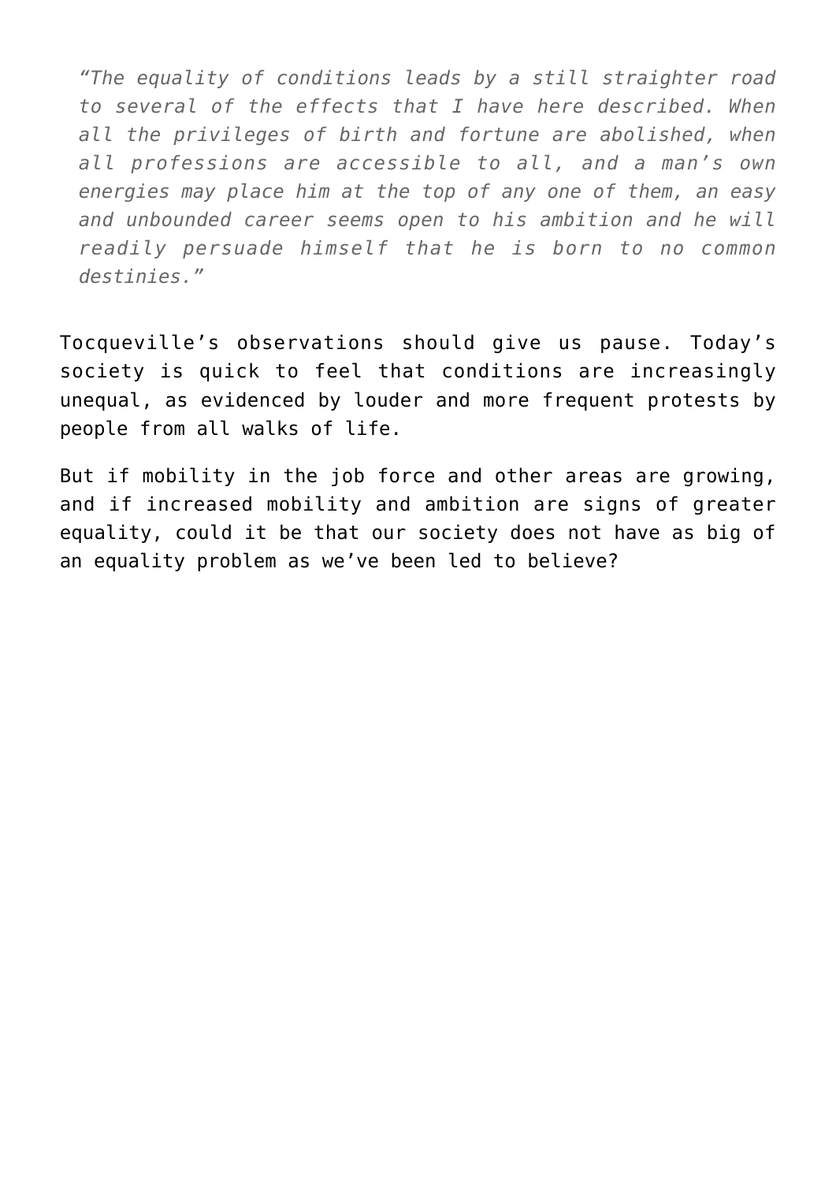> *"The equality of conditions leads by a still straighter road to several of the effects that I have here described. When all the privileges of birth and fortune are abolished, when all professions are accessible to all, and a man's own energies may place him at the top of any one of them, an easy and unbounded career seems open to his ambition and he will readily persuade himself that he is born to no common destinies."*

Tocqueville's observations should give us pause. Today's society is quick to feel that conditions are increasingly unequal, as evidenced by louder and more frequent protests by people from all walks of life.

But if mobility in the job force and other areas are growing, and if increased mobility and ambition are signs of greater equality, could it be that our society does not have as big of an equality problem as we've been led to believe?